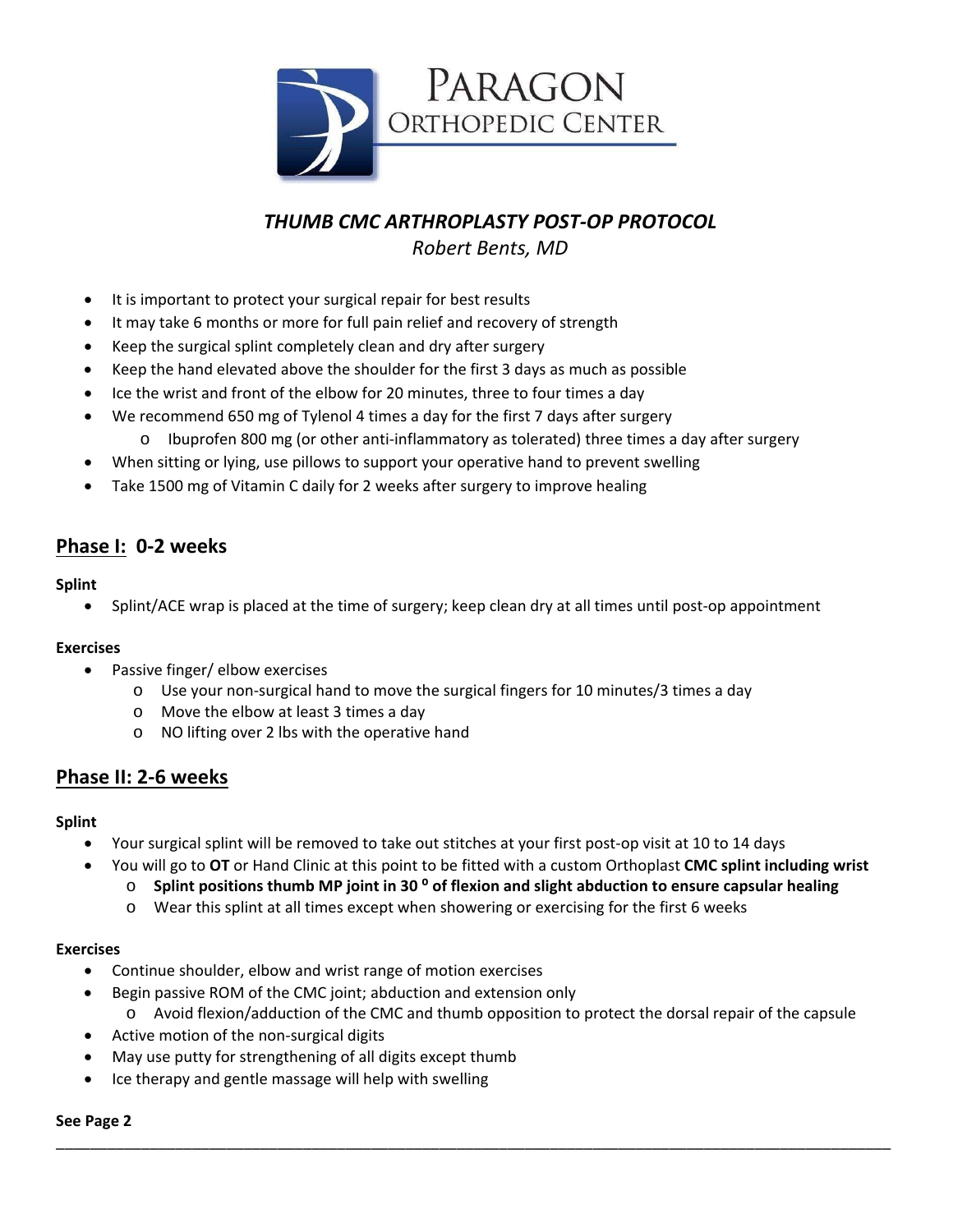# PARAGON ORTHOPEDIC CENTER

***THUMB CMC ARTHROPLASTY POST-OP PROTOCOL***

*Robert Bents, MD*

- It is important to protect your surgical repair for best results
- It may take 6 months or more for full pain relief and recovery of strength
- Keep the surgical splint completely clean and dry after surgery
- Keep the hand elevated above the shoulder for the first 3 days as much as possible
- Ice the wrist and front of the elbow for 20 minutes, three to four times a day
- We recommend 650 mg of Tylenol 4 times a day for the first 7 days after surgery
  - Ibuprofen 800 mg (or other anti-inflammatory as tolerated) three times a day after surgery
- When sitting or lying, use pillows to support your operative hand to prevent swelling
- Take 1500 mg of Vitamin C daily for 2 weeks after surgery to improve healing

## Phase I: 0-2 weeks

**Splint**

- Splint/ACE wrap is placed at the time of surgery; keep clean dry at all times until post-op appointment

**Exercises**

- Passive finger/ elbow exercises
  - Use your non-surgical hand to move the surgical fingers for 10 minutes/3 times a day
  - Move the elbow at least 3 times a day
  - NO lifting over 2 lbs with the operative hand

## Phase II: 2-6 weeks

**Splint**

- Your surgical splint will be removed to take out stitches at your first post-op visit at 10 to 14 days
- You will go to **OT** or Hand Clinic at this point to be fitted with a custom Orthoplast **CMC splint including wrist**
  - **Splint positions thumb MP joint in 30 $^{0}$ of flexion and slight abduction to ensure capsular healing**
  - Wear this splint at all times except when showering or exercising for the first 6 weeks

**Exercises**

- Continue shoulder, elbow and wrist range of motion exercises
- Begin passive ROM of the CMC joint; abduction and extension only
  - Avoid flexion/adduction of the CMC and thumb opposition to protect the dorsal repair of the capsule
- Active motion of the non-surgical digits
- May use putty for strengthening of all digits except thumb
- Ice therapy and gentle massage will help with swelling

**See Page 2**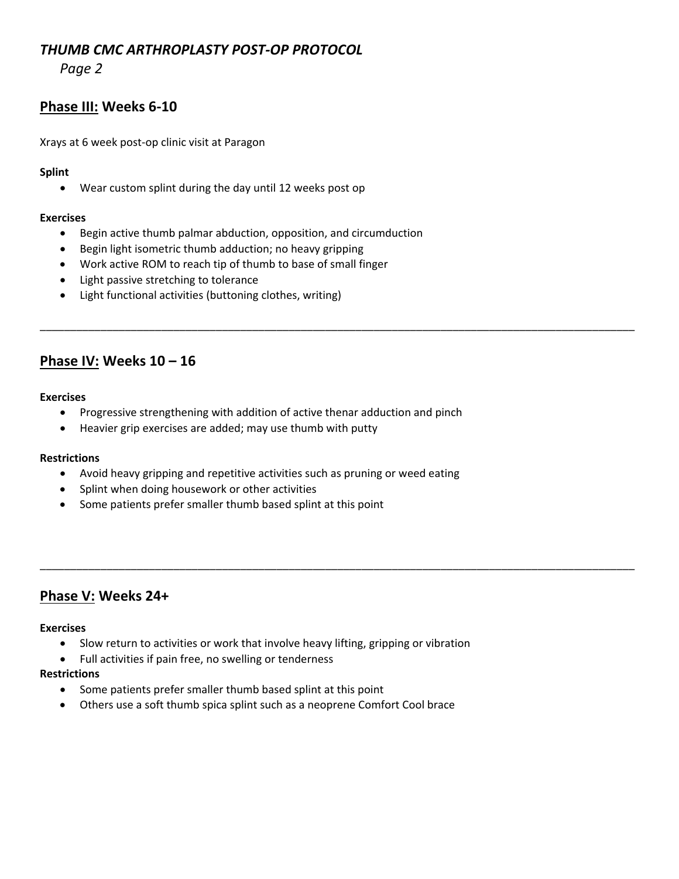# *THUMB CMC ARTHROPLASTY POST-OP PROTOCOL*

*Page 2*

## Phase III: Weeks 6-10

Xrays at 6 week post-op clinic visit at Paragon

**Splint**

- Wear custom splint during the day until 12 weeks post op

**Exercises**

- Begin active thumb palmar abduction, opposition, and circumduction
- Begin light isometric thumb adduction; no heavy gripping
- Work active ROM to reach tip of thumb to base of small finger
- Light passive stretching to tolerance
- Light functional activities (buttoning clothes, writing)

---

## Phase IV: Weeks 10 – 16

**Exercises**

- Progressive strengthening with addition of active thenar adduction and pinch
- Heavier grip exercises are added; may use thumb with putty

**Restrictions**

- Avoid heavy gripping and repetitive activities such as pruning or weed eating
- Splint when doing housework or other activities
- Some patients prefer smaller thumb based splint at this point

---

## Phase V: Weeks 24+

**Exercises**

- Slow return to activities or work that involve heavy lifting, gripping or vibration
- Full activities if pain free, no swelling or tenderness

**Restrictions**

- Some patients prefer smaller thumb based splint at this point
- Others use a soft thumb spica splint such as a neoprene Comfort Cool brace